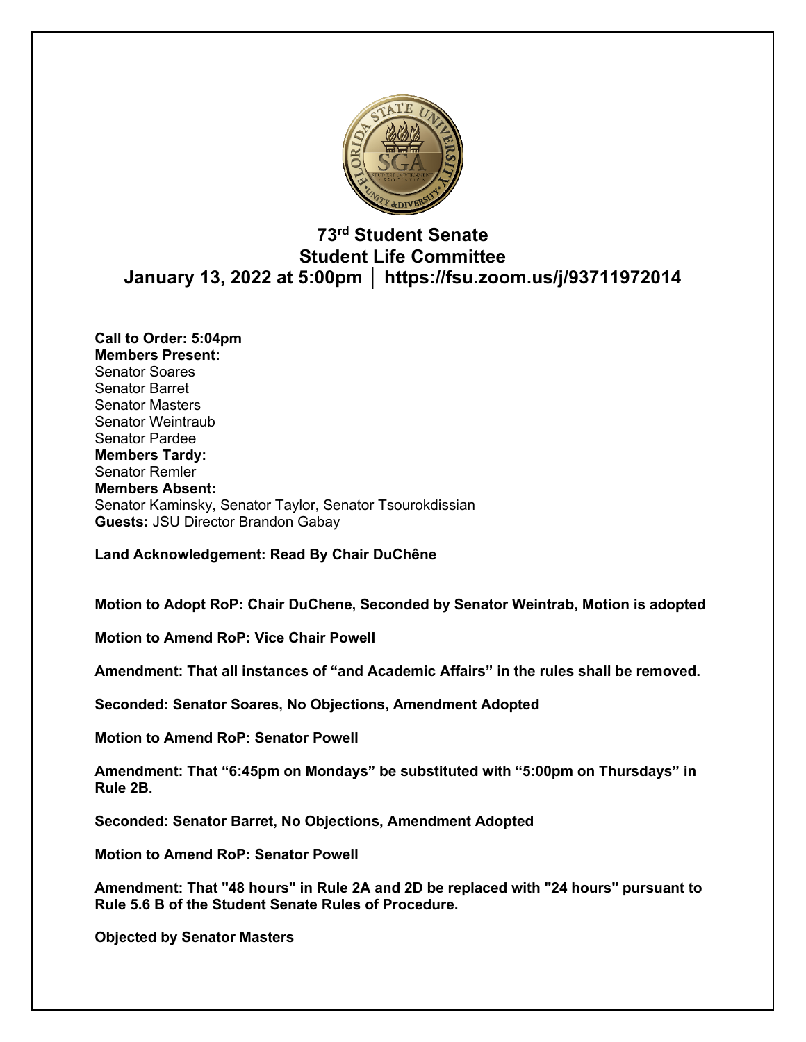# 73rd Student Senate
## Student Life Committee
## January 13, 2022 at 5:00pm │ https://fsu.zoom.us/j/93711972014

**Call to Order: 5:04pm**
**Members Present:**
Senator Soares
Senator Barret
Senator Masters
Senator Weintraub
Senator Pardee
**Members Tardy:**
Senator Remler
**Members Absent:**
Senator Kaminsky, Senator Taylor, Senator Tsourokdissian
**Guests:** JSU Director Brandon Gabay

**Land Acknowledgement: Read By Chair DuChêne**

**Motion to Adopt RoP: Chair DuChene, Seconded by Senator Weintrab, Motion is adopted**

**Motion to Amend RoP: Vice Chair Powell**

**Amendment: That all instances of "and Academic Affairs" in the rules shall be removed.**

**Seconded: Senator Soares, No Objections, Amendment Adopted**

**Motion to Amend RoP: Senator Powell**

**Amendment: That "6:45pm on Mondays" be substituted with "5:00pm on Thursdays" in Rule 2B.**

**Seconded: Senator Barret, No Objections, Amendment Adopted**

**Motion to Amend RoP: Senator Powell**

**Amendment: That "48 hours" in Rule 2A and 2D be replaced with "24 hours" pursuant to Rule 5.6 B of the Student Senate Rules of Procedure.**

**Objected by Senator Masters**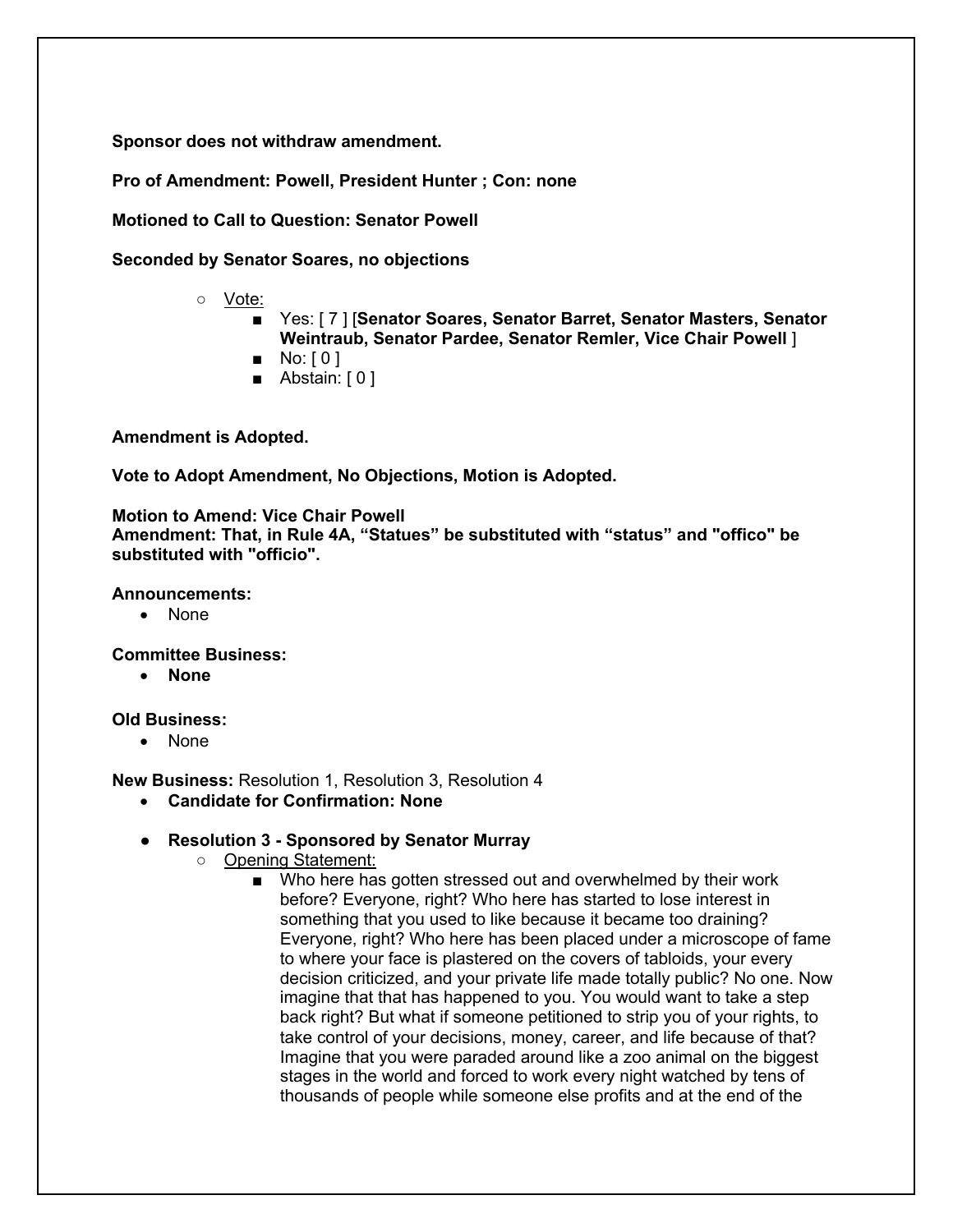**Sponsor does not withdraw amendment.**

**Pro of Amendment: Powell, President Hunter ; Con: none**

**Motioned to Call to Question: Senator Powell**

**Seconded by Senator Soares, no objections**

- Vote:
  - Yes: [ 7 ] [**Senator Soares, Senator Barret, Senator Masters, Senator Weintraub, Senator Pardee, Senator Remler, Vice Chair Powell** ]
  - No: [ 0 ]
  - Abstain: [ 0 ]

**Amendment is Adopted.**

**Vote to Adopt Amendment, No Objections, Motion is Adopted.**

**Motion to Amend: Vice Chair Powell**
**Amendment: That, in Rule 4A, "Statues" be substituted with "status" and "offico" be substituted with "officio".**

**Announcements:**
- None

**Committee Business:**
- **None**

**Old Business:**
- None

**New Business:** Resolution 1, Resolution 3, Resolution 4
- **Candidate for Confirmation: None**
- **Resolution 3 - Sponsored by Senator Murray**
  - Opening Statement:
    - Who here has gotten stressed out and overwhelmed by their work before? Everyone, right? Who here has started to lose interest in something that you used to like because it became too draining? Everyone, right? Who here has been placed under a microscope of fame to where your face is plastered on the covers of tabloids, your every decision criticized, and your private life made totally public? No one. Now imagine that that has happened to you. You would want to take a step back right? But what if someone petitioned to strip you of your rights, to take control of your decisions, money, career, and life because of that? Imagine that you were paraded around like a zoo animal on the biggest stages in the world and forced to work every night watched by tens of thousands of people while someone else profits and at the end of the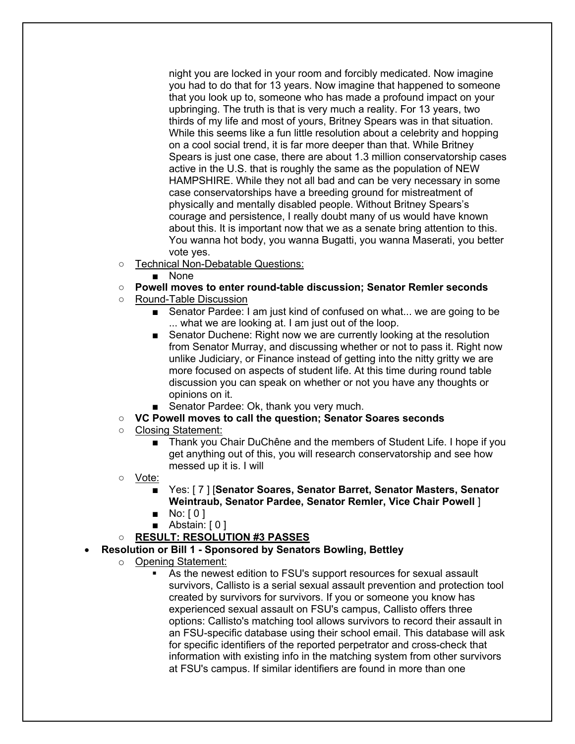night you are locked in your room and forcibly medicated. Now imagine you had to do that for 13 years. Now imagine that happened to someone that you look up to, someone who has made a profound impact on your upbringing. The truth is that is very much a reality. For 13 years, two thirds of my life and most of yours, Britney Spears was in that situation. While this seems like a fun little resolution about a celebrity and hopping on a cool social trend, it is far more deeper than that. While Britney Spears is just one case, there are about 1.3 million conservatorship cases active in the U.S. that is roughly the same as the population of NEW HAMPSHIRE. While they not all bad and can be very necessary in some case conservatorships have a breeding ground for mistreatment of physically and mentally disabled people. Without Britney Spears's courage and persistence, I really doubt many of us would have known about this. It is important now that we as a senate bring attention to this. You wanna hot body, you wanna Bugatti, you wanna Maserati, you better vote yes.

- <u>Technical Non-Debatable Questions:</u>
  - None
- **Powell moves to enter round-table discussion; Senator Remler seconds**
- <u>Round-Table Discussion</u>
  - Senator Pardee: I am just kind of confused on what... we are going to be ... what we are looking at. I am just out of the loop.
  - Senator Duchene: Right now we are currently looking at the resolution from Senator Murray, and discussing whether or not to pass it. Right now unlike Judiciary, or Finance instead of getting into the nitty gritty we are more focused on aspects of student life. At this time during round table discussion you can speak on whether or not you have any thoughts or opinions on it.
  - Senator Pardee: Ok, thank you very much.
- **VC Powell moves to call the question; Senator Soares seconds**
- <u>Closing Statement:</u>
  - Thank you Chair DuChêne and the members of Student Life. I hope if you get anything out of this, you will research conservatorship and see how messed up it is. I will
- <u>Vote:</u>
  - Yes: [ 7 ] [**Senator Soares, Senator Barret, Senator Masters, Senator Weintraub, Senator Pardee, Senator Remler, Vice Chair Powell** ]
  - No: [ 0 ]
  - Abstain: [ 0 ]
- <u>**RESULT: RESOLUTION #3 PASSES**</u>

- **Resolution or Bill 1 - Sponsored by Senators Bowling, Bettley**
  - <u>Opening Statement:</u>
    - As the newest edition to FSU's support resources for sexual assault survivors, Callisto is a serial sexual assault prevention and protection tool created by survivors for survivors. If you or someone you know has experienced sexual assault on FSU's campus, Callisto offers three options: Callisto's matching tool allows survivors to record their assault in an FSU-specific database using their school email. This database will ask for specific identifiers of the reported perpetrator and cross-check that information with existing info in the matching system from other survivors at FSU's campus. If similar identifiers are found in more than one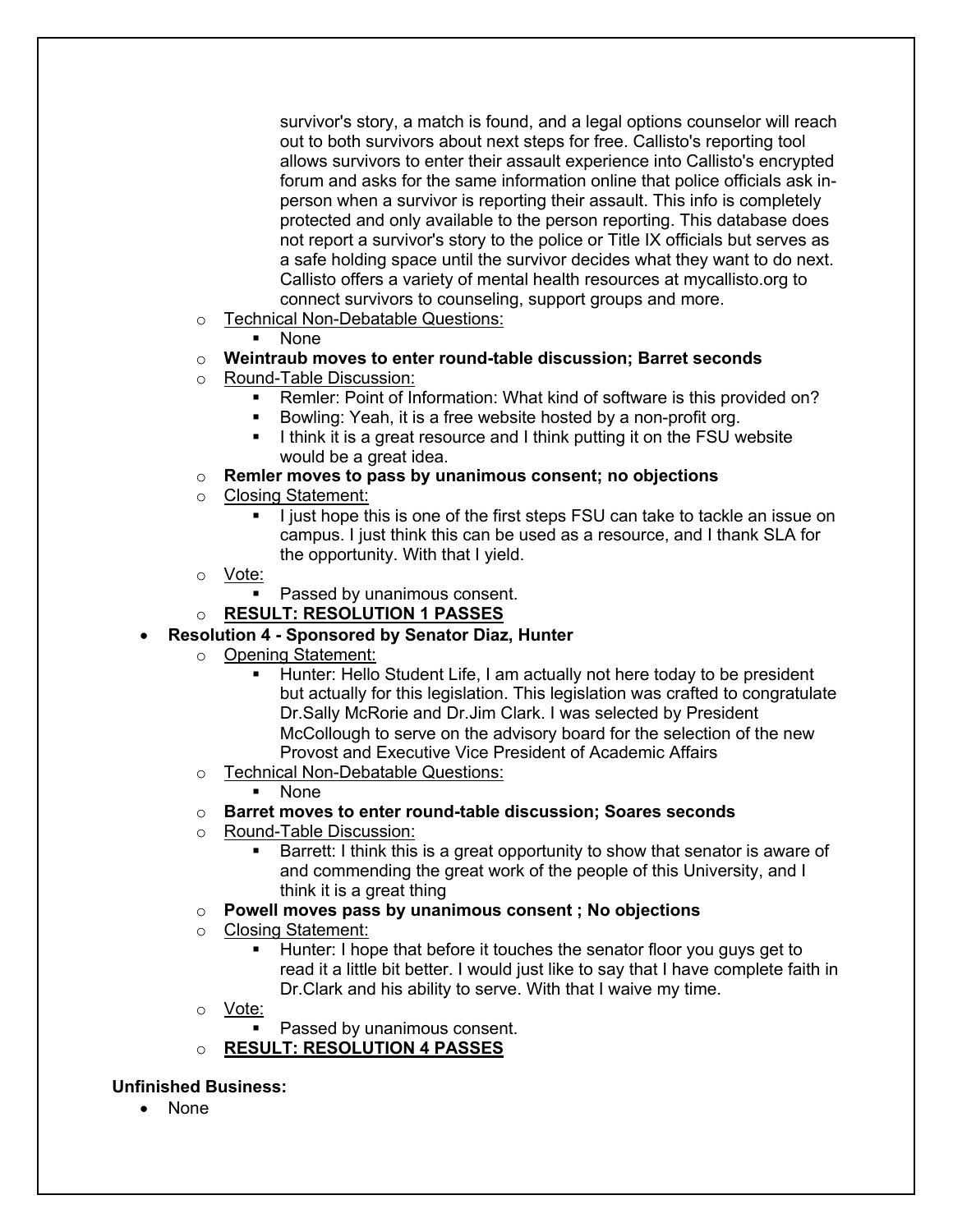survivor's story, a match is found, and a legal options counselor will reach out to both survivors about next steps for free. Callisto's reporting tool allows survivors to enter their assault experience into Callisto's encrypted forum and asks for the same information online that police officials ask in-person when a survivor is reporting their assault. This info is completely protected and only available to the person reporting. This database does not report a survivor's story to the police or Title IX officials but serves as a safe holding space until the survivor decides what they want to do next. Callisto offers a variety of mental health resources at mycallisto.org to connect survivors to counseling, support groups and more.

- Technical Non-Debatable Questions:
    - None
- **Weintraub moves to enter round-table discussion; Barret seconds**
- Round-Table Discussion:
    - Remler: Point of Information: What kind of software is this provided on?
    - Bowling: Yeah, it is a free website hosted by a non-profit org.
    - I think it is a great resource and I think putting it on the FSU website would be a great idea.
- **Remler moves to pass by unanimous consent; no objections**
- Closing Statement:
    - I just hope this is one of the first steps FSU can take to tackle an issue on campus. I just think this can be used as a resource, and I thank SLA for the opportunity. With that I yield.
- Vote:
    - Passed by unanimous consent.
- **RESULT: RESOLUTION 1 PASSES**

- **Resolution 4 - Sponsored by Senator Diaz, Hunter**
    - Opening Statement:
        - Hunter: Hello Student Life, I am actually not here today to be president but actually for this legislation. This legislation was crafted to congratulate Dr.Sally McRorie and Dr.Jim Clark. I was selected by President McCollough to serve on the advisory board for the selection of the new Provost and Executive Vice President of Academic Affairs
    - Technical Non-Debatable Questions:
        - None
    - **Barret moves to enter round-table discussion; Soares seconds**
    - Round-Table Discussion:
        - Barrett: I think this is a great opportunity to show that senator is aware of and commending the great work of the people of this University, and I think it is a great thing
    - **Powell moves pass by unanimous consent ; No objections**
    - Closing Statement:
        - Hunter: I hope that before it touches the senator floor you guys get to read it a little bit better. I would just like to say that I have complete faith in Dr.Clark and his ability to serve. With that I waive my time.
    - Vote:
        - Passed by unanimous consent.
    - **RESULT: RESOLUTION 4 PASSES**

**Unfinished Business:**

- None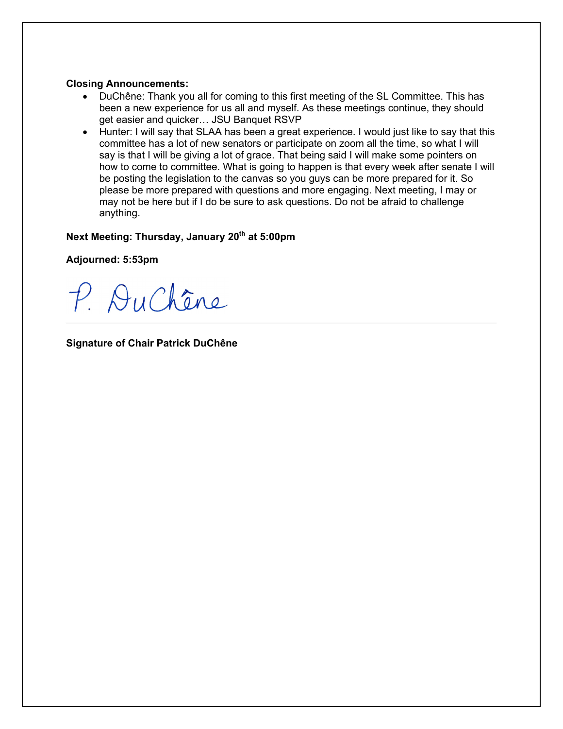**Closing Announcements:**

- DuChêne: Thank you all for coming to this first meeting of the SL Committee. This has been a new experience for us all and myself. As these meetings continue, they should get easier and quicker… JSU Banquet RSVP
- Hunter: I will say that SLAA has been a great experience. I would just like to say that this committee has a lot of new senators or participate on zoom all the time, so what I will say is that I will be giving a lot of grace. That being said I will make some pointers on how to come to committee. What is going to happen is that every week after senate I will be posting the legislation to the canvas so you guys can be more prepared for it. So please be more prepared with questions and more engaging. Next meeting, I may or may not be here but if I do be sure to ask questions. Do not be afraid to challenge anything.

**Next Meeting: Thursday, January 20th at 5:00pm**

**Adjourned: 5:53pm**

P. DuChêne

---

**Signature of Chair Patrick DuChêne**